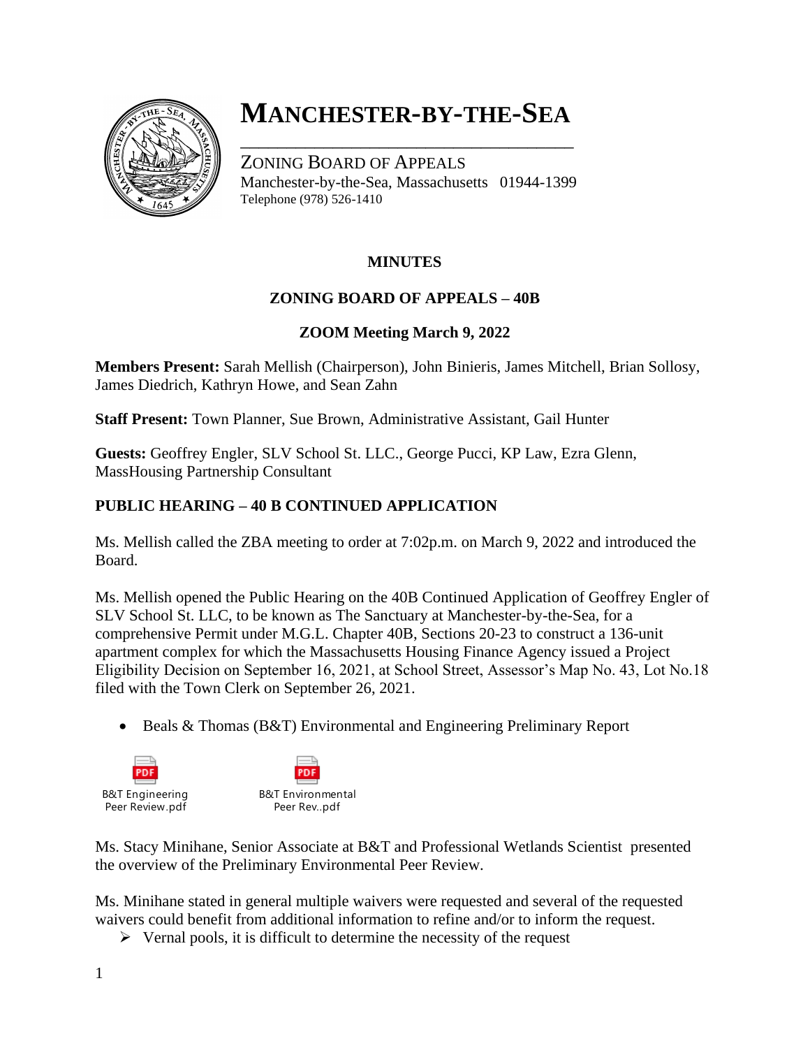# MANCHESTER-BY-THE-SEA

ZONING BOARD OF APPEALS
Manchester-by-the-Sea, Massachusetts 01944-1399
Telephone (978) 526-1410

**MINUTES**

**ZONING BOARD OF APPEALS – 40B**

**ZOOM Meeting March 9, 2022**

**Members Present:** Sarah Mellish (Chairperson), John Binieris, James Mitchell, Brian Sollosy, James Diedrich, Kathryn Howe, and Sean Zahn

**Staff Present:** Town Planner, Sue Brown, Administrative Assistant, Gail Hunter

**Guests:** Geoffrey Engler, SLV School St. LLC., George Pucci, KP Law, Ezra Glenn, MassHousing Partnership Consultant

## PUBLIC HEARING – 40 B CONTINUED APPLICATION

Ms. Mellish called the ZBA meeting to order at 7:02p.m. on March 9, 2022 and introduced the Board.

Ms. Mellish opened the Public Hearing on the 40B Continued Application of Geoffrey Engler of SLV School St. LLC, to be known as The Sanctuary at Manchester-by-the-Sea, for a comprehensive Permit under M.G.L. Chapter 40B, Sections 20-23 to construct a 136-unit apartment complex for which the Massachusetts Housing Finance Agency issued a Project Eligibility Decision on September 16, 2021, at School Street, Assessor's Map No. 43, Lot No.18 filed with the Town Clerk on September 26, 2021.

- Beals & Thomas (B&T) Environmental and Engineering Preliminary Report

B&T Engineering Peer Review.pdf

B&T Environmental Peer Rev..pdf

Ms. Stacy Minihane, Senior Associate at B&T and Professional Wetlands Scientist presented the overview of the Preliminary Environmental Peer Review.

Ms. Minihane stated in general multiple waivers were requested and several of the requested waivers could benefit from additional information to refine and/or to inform the request.

- Vernal pools, it is difficult to determine the necessity of the request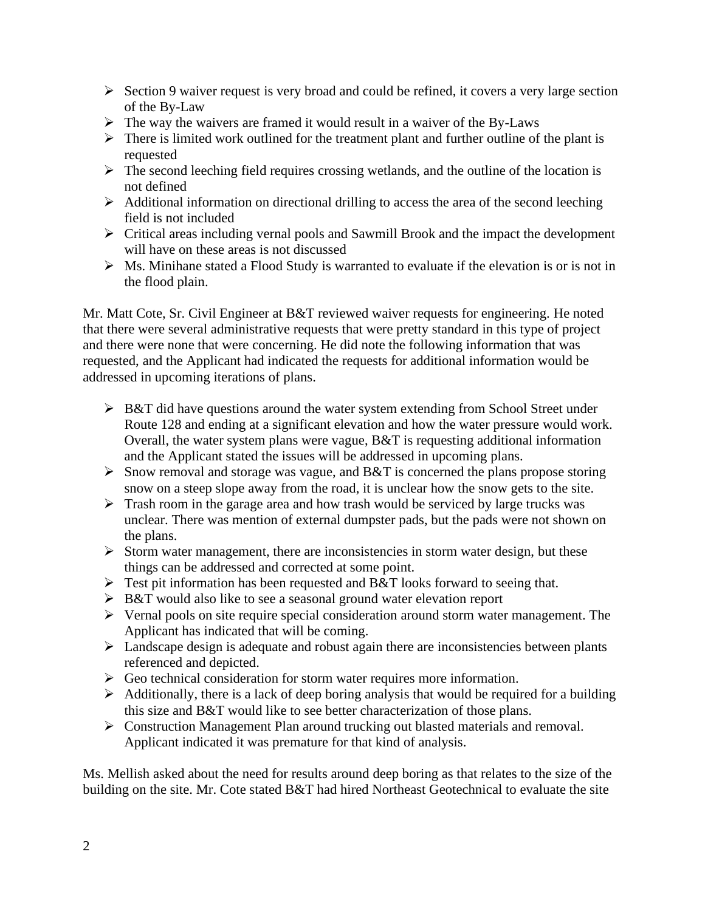- Section 9 waiver request is very broad and could be refined, it covers a very large section of the By-Law
- The way the waivers are framed it would result in a waiver of the By-Laws
- There is limited work outlined for the treatment plant and further outline of the plant is requested
- The second leeching field requires crossing wetlands, and the outline of the location is not defined
- Additional information on directional drilling to access the area of the second leeching field is not included
- Critical areas including vernal pools and Sawmill Brook and the impact the development will have on these areas is not discussed
- Ms. Minihane stated a Flood Study is warranted to evaluate if the elevation is or is not in the flood plain.

Mr. Matt Cote, Sr. Civil Engineer at B&T reviewed waiver requests for engineering. He noted that there were several administrative requests that were pretty standard in this type of project and there were none that were concerning. He did note the following information that was requested, and the Applicant had indicated the requests for additional information would be addressed in upcoming iterations of plans.

- B&T did have questions around the water system extending from School Street under Route 128 and ending at a significant elevation and how the water pressure would work. Overall, the water system plans were vague, B&T is requesting additional information and the Applicant stated the issues will be addressed in upcoming plans.
- Snow removal and storage was vague, and B&T is concerned the plans propose storing snow on a steep slope away from the road, it is unclear how the snow gets to the site.
- Trash room in the garage area and how trash would be serviced by large trucks was unclear. There was mention of external dumpster pads, but the pads were not shown on the plans.
- Storm water management, there are inconsistencies in storm water design, but these things can be addressed and corrected at some point.
- Test pit information has been requested and B&T looks forward to seeing that.
- B&T would also like to see a seasonal ground water elevation report
- Vernal pools on site require special consideration around storm water management. The Applicant has indicated that will be coming.
- Landscape design is adequate and robust again there are inconsistencies between plants referenced and depicted.
- Geo technical consideration for storm water requires more information.
- Additionally, there is a lack of deep boring analysis that would be required for a building this size and B&T would like to see better characterization of those plans.
- Construction Management Plan around trucking out blasted materials and removal. Applicant indicated it was premature for that kind of analysis.

Ms. Mellish asked about the need for results around deep boring as that relates to the size of the building on the site. Mr. Cote stated B&T had hired Northeast Geotechnical to evaluate the site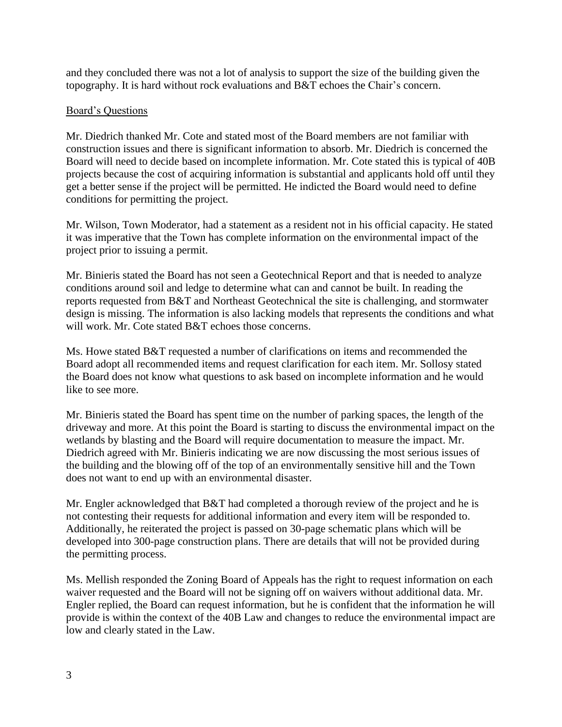and they concluded there was not a lot of analysis to support the size of the building given the topography. It is hard without rock evaluations and B&T echoes the Chair's concern.

Board's Questions

Mr. Diedrich thanked Mr. Cote and stated most of the Board members are not familiar with construction issues and there is significant information to absorb. Mr. Diedrich is concerned the Board will need to decide based on incomplete information. Mr. Cote stated this is typical of 40B projects because the cost of acquiring information is substantial and applicants hold off until they get a better sense if the project will be permitted. He indicted the Board would need to define conditions for permitting the project.

Mr. Wilson, Town Moderator, had a statement as a resident not in his official capacity. He stated it was imperative that the Town has complete information on the environmental impact of the project prior to issuing a permit.

Mr. Binieris stated the Board has not seen a Geotechnical Report and that is needed to analyze conditions around soil and ledge to determine what can and cannot be built. In reading the reports requested from B&T and Northeast Geotechnical the site is challenging, and stormwater design is missing. The information is also lacking models that represents the conditions and what will work. Mr. Cote stated B&T echoes those concerns.

Ms. Howe stated B&T requested a number of clarifications on items and recommended the Board adopt all recommended items and request clarification for each item. Mr. Sollosy stated the Board does not know what questions to ask based on incomplete information and he would like to see more.

Mr. Binieris stated the Board has spent time on the number of parking spaces, the length of the driveway and more. At this point the Board is starting to discuss the environmental impact on the wetlands by blasting and the Board will require documentation to measure the impact. Mr. Diedrich agreed with Mr. Binieris indicating we are now discussing the most serious issues of the building and the blowing off of the top of an environmentally sensitive hill and the Town does not want to end up with an environmental disaster.

Mr. Engler acknowledged that B&T had completed a thorough review of the project and he is not contesting their requests for additional information and every item will be responded to. Additionally, he reiterated the project is passed on 30-page schematic plans which will be developed into 300-page construction plans. There are details that will not be provided during the permitting process.

Ms. Mellish responded the Zoning Board of Appeals has the right to request information on each waiver requested and the Board will not be signing off on waivers without additional data. Mr. Engler replied, the Board can request information, but he is confident that the information he will provide is within the context of the 40B Law and changes to reduce the environmental impact are low and clearly stated in the Law.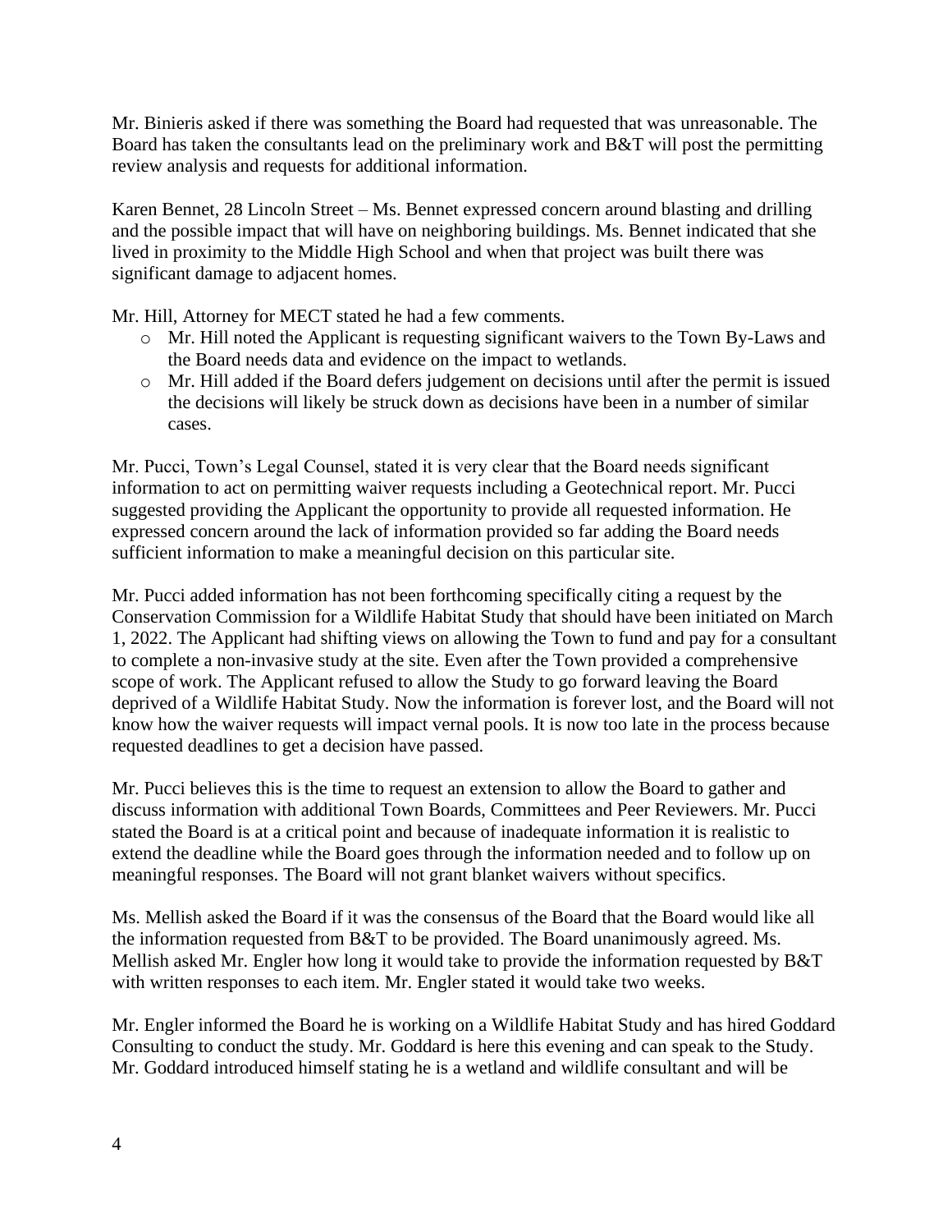Mr. Binieris asked if there was something the Board had requested that was unreasonable. The Board has taken the consultants lead on the preliminary work and B&T will post the permitting review analysis and requests for additional information.

Karen Bennet, 28 Lincoln Street – Ms. Bennet expressed concern around blasting and drilling and the possible impact that will have on neighboring buildings. Ms. Bennet indicated that she lived in proximity to the Middle High School and when that project was built there was significant damage to adjacent homes.

Mr. Hill, Attorney for MECT stated he had a few comments.

- Mr. Hill noted the Applicant is requesting significant waivers to the Town By-Laws and the Board needs data and evidence on the impact to wetlands.
- Mr. Hill added if the Board defers judgement on decisions until after the permit is issued the decisions will likely be struck down as decisions have been in a number of similar cases.

Mr. Pucci, Town's Legal Counsel, stated it is very clear that the Board needs significant information to act on permitting waiver requests including a Geotechnical report. Mr. Pucci suggested providing the Applicant the opportunity to provide all requested information. He expressed concern around the lack of information provided so far adding the Board needs sufficient information to make a meaningful decision on this particular site.

Mr. Pucci added information has not been forthcoming specifically citing a request by the Conservation Commission for a Wildlife Habitat Study that should have been initiated on March 1, 2022. The Applicant had shifting views on allowing the Town to fund and pay for a consultant to complete a non-invasive study at the site. Even after the Town provided a comprehensive scope of work. The Applicant refused to allow the Study to go forward leaving the Board deprived of a Wildlife Habitat Study. Now the information is forever lost, and the Board will not know how the waiver requests will impact vernal pools. It is now too late in the process because requested deadlines to get a decision have passed.

Mr. Pucci believes this is the time to request an extension to allow the Board to gather and discuss information with additional Town Boards, Committees and Peer Reviewers. Mr. Pucci stated the Board is at a critical point and because of inadequate information it is realistic to extend the deadline while the Board goes through the information needed and to follow up on meaningful responses. The Board will not grant blanket waivers without specifics.

Ms. Mellish asked the Board if it was the consensus of the Board that the Board would like all the information requested from B&T to be provided. The Board unanimously agreed. Ms. Mellish asked Mr. Engler how long it would take to provide the information requested by B&T with written responses to each item. Mr. Engler stated it would take two weeks.

Mr. Engler informed the Board he is working on a Wildlife Habitat Study and has hired Goddard Consulting to conduct the study. Mr. Goddard is here this evening and can speak to the Study. Mr. Goddard introduced himself stating he is a wetland and wildlife consultant and will be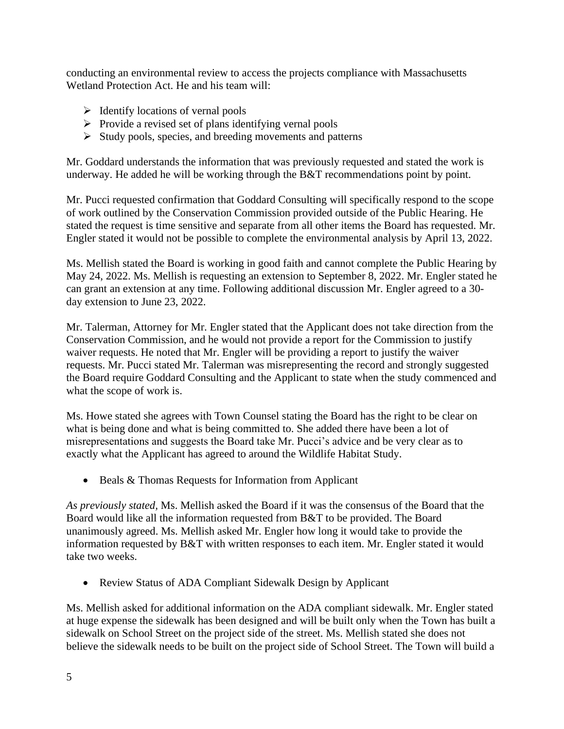conducting an environmental review to access the projects compliance with Massachusetts Wetland Protection Act. He and his team will:

- Identify locations of vernal pools
- Provide a revised set of plans identifying vernal pools
- Study pools, species, and breeding movements and patterns

Mr. Goddard understands the information that was previously requested and stated the work is underway. He added he will be working through the B&T recommendations point by point.

Mr. Pucci requested confirmation that Goddard Consulting will specifically respond to the scope of work outlined by the Conservation Commission provided outside of the Public Hearing. He stated the request is time sensitive and separate from all other items the Board has requested. Mr. Engler stated it would not be possible to complete the environmental analysis by April 13, 2022.

Ms. Mellish stated the Board is working in good faith and cannot complete the Public Hearing by May 24, 2022. Ms. Mellish is requesting an extension to September 8, 2022. Mr. Engler stated he can grant an extension at any time. Following additional discussion Mr. Engler agreed to a 30-day extension to June 23, 2022.

Mr. Talerman, Attorney for Mr. Engler stated that the Applicant does not take direction from the Conservation Commission, and he would not provide a report for the Commission to justify waiver requests. He noted that Mr. Engler will be providing a report to justify the waiver requests. Mr. Pucci stated Mr. Talerman was misrepresenting the record and strongly suggested the Board require Goddard Consulting and the Applicant to state when the study commenced and what the scope of work is.

Ms. Howe stated she agrees with Town Counsel stating the Board has the right to be clear on what is being done and what is being committed to. She added there have been a lot of misrepresentations and suggests the Board take Mr. Pucci's advice and be very clear as to exactly what the Applicant has agreed to around the Wildlife Habitat Study.

- Beals & Thomas Requests for Information from Applicant

*As previously stated,* Ms. Mellish asked the Board if it was the consensus of the Board that the Board would like all the information requested from B&T to be provided. The Board unanimously agreed. Ms. Mellish asked Mr. Engler how long it would take to provide the information requested by B&T with written responses to each item. Mr. Engler stated it would take two weeks.

- Review Status of ADA Compliant Sidewalk Design by Applicant

Ms. Mellish asked for additional information on the ADA compliant sidewalk. Mr. Engler stated at huge expense the sidewalk has been designed and will be built only when the Town has built a sidewalk on School Street on the project side of the street. Ms. Mellish stated she does not believe the sidewalk needs to be built on the project side of School Street. The Town will build a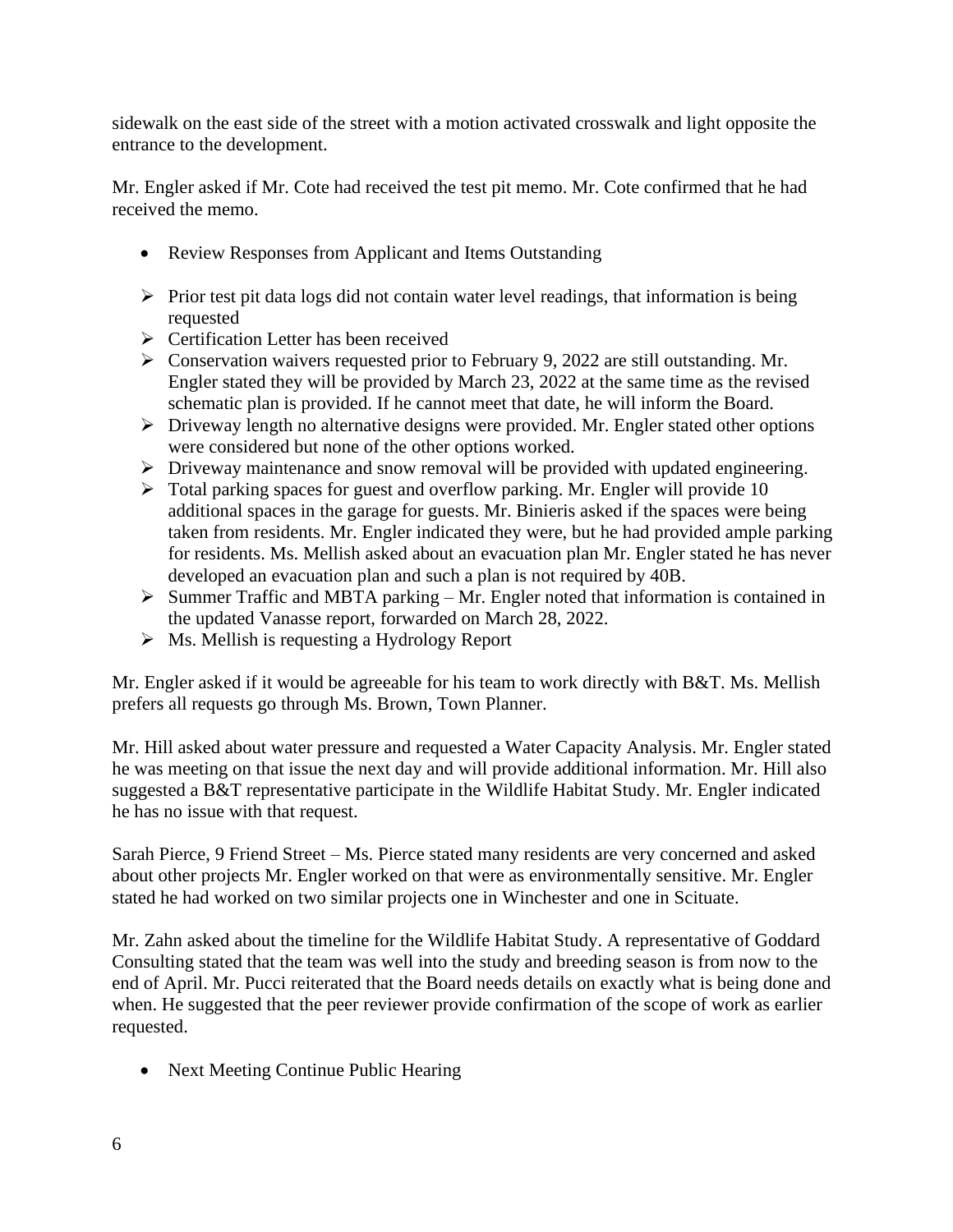sidewalk on the east side of the street with a motion activated crosswalk and light opposite the entrance to the development.

Mr. Engler asked if Mr. Cote had received the test pit memo. Mr. Cote confirmed that he had received the memo.

- Review Responses from Applicant and Items Outstanding

- ➢ Prior test pit data logs did not contain water level readings, that information is being requested
- ➢ Certification Letter has been received
- ➢ Conservation waivers requested prior to February 9, 2022 are still outstanding. Mr. Engler stated they will be provided by March 23, 2022 at the same time as the revised schematic plan is provided. If he cannot meet that date, he will inform the Board.
- ➢ Driveway length no alternative designs were provided. Mr. Engler stated other options were considered but none of the other options worked.
- ➢ Driveway maintenance and snow removal will be provided with updated engineering.
- ➢ Total parking spaces for guest and overflow parking. Mr. Engler will provide 10 additional spaces in the garage for guests. Mr. Binieris asked if the spaces were being taken from residents. Mr. Engler indicated they were, but he had provided ample parking for residents. Ms. Mellish asked about an evacuation plan Mr. Engler stated he has never developed an evacuation plan and such a plan is not required by 40B.
- ➢ Summer Traffic and MBTA parking – Mr. Engler noted that information is contained in the updated Vanasse report, forwarded on March 28, 2022.
- ➢ Ms. Mellish is requesting a Hydrology Report

Mr. Engler asked if it would be agreeable for his team to work directly with B&T. Ms. Mellish prefers all requests go through Ms. Brown, Town Planner.

Mr. Hill asked about water pressure and requested a Water Capacity Analysis. Mr. Engler stated he was meeting on that issue the next day and will provide additional information. Mr. Hill also suggested a B&T representative participate in the Wildlife Habitat Study. Mr. Engler indicated he has no issue with that request.

Sarah Pierce, 9 Friend Street – Ms. Pierce stated many residents are very concerned and asked about other projects Mr. Engler worked on that were as environmentally sensitive. Mr. Engler stated he had worked on two similar projects one in Winchester and one in Scituate.

Mr. Zahn asked about the timeline for the Wildlife Habitat Study. A representative of Goddard Consulting stated that the team was well into the study and breeding season is from now to the end of April. Mr. Pucci reiterated that the Board needs details on exactly what is being done and when. He suggested that the peer reviewer provide confirmation of the scope of work as earlier requested.

- Next Meeting Continue Public Hearing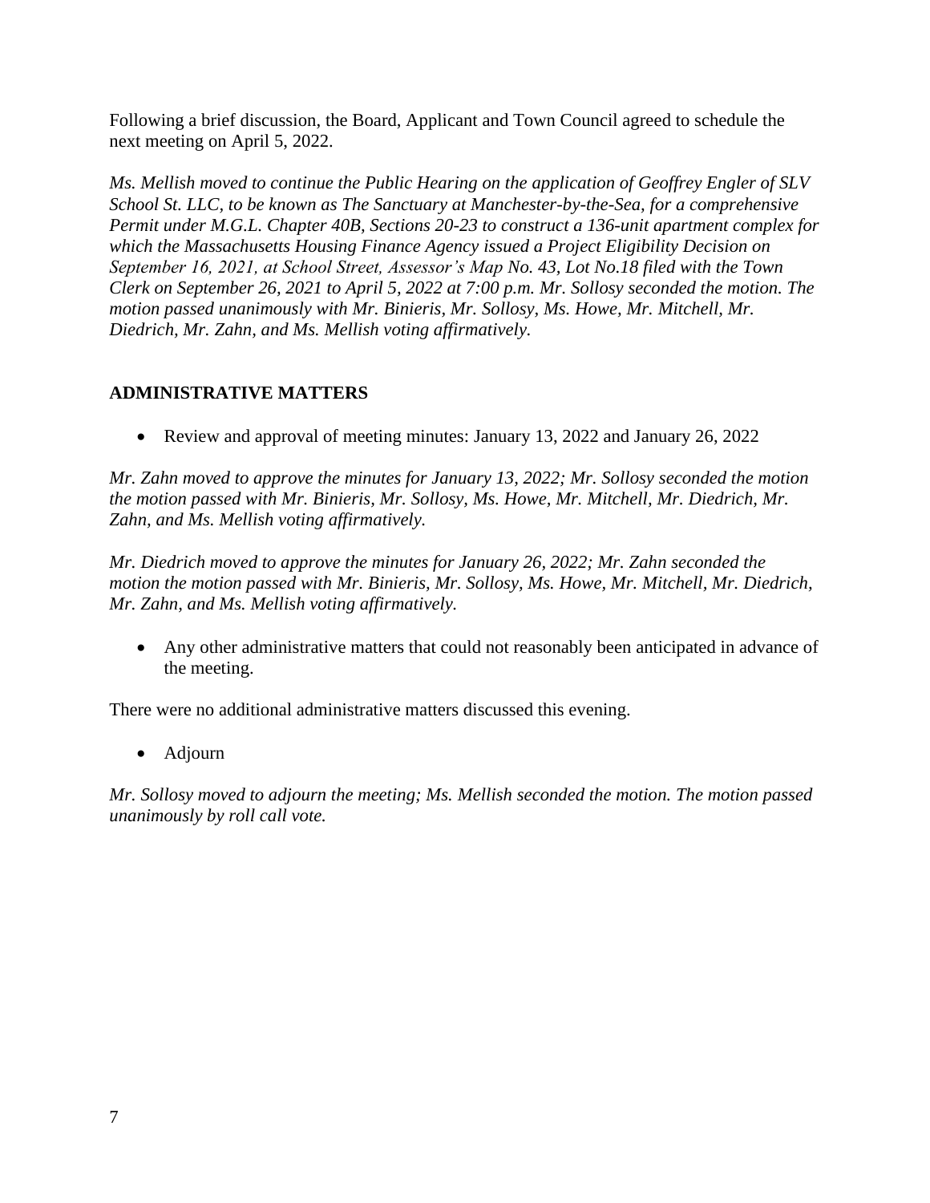Following a brief discussion, the Board, Applicant and Town Council agreed to schedule the next meeting on April 5, 2022.

*Ms. Mellish moved to continue the Public Hearing on the application of Geoffrey Engler of SLV School St. LLC, to be known as The Sanctuary at Manchester-by-the-Sea, for a comprehensive Permit under M.G.L. Chapter 40B, Sections 20-23 to construct a 136-unit apartment complex for which the Massachusetts Housing Finance Agency issued a Project Eligibility Decision on September 16, 2021, at School Street, Assessor's Map No. 43, Lot No.18 filed with the Town Clerk on September 26, 2021 to April 5, 2022 at 7:00 p.m. Mr. Sollosy seconded the motion. The motion passed unanimously with Mr. Binieris, Mr. Sollosy, Ms. Howe, Mr. Mitchell, Mr. Diedrich, Mr. Zahn, and Ms. Mellish voting affirmatively.*

## ADMINISTRATIVE MATTERS

- Review and approval of meeting minutes: January 13, 2022 and January 26, 2022

*Mr. Zahn moved to approve the minutes for January 13, 2022; Mr. Sollosy seconded the motion the motion passed with Mr. Binieris, Mr. Sollosy, Ms. Howe, Mr. Mitchell, Mr. Diedrich, Mr. Zahn, and Ms. Mellish voting affirmatively.*

*Mr. Diedrich moved to approve the minutes for January 26, 2022; Mr. Zahn seconded the motion the motion passed with Mr. Binieris, Mr. Sollosy, Ms. Howe, Mr. Mitchell, Mr. Diedrich, Mr. Zahn, and Ms. Mellish voting affirmatively.*

- Any other administrative matters that could not reasonably been anticipated in advance of the meeting.

There were no additional administrative matters discussed this evening.

- Adjourn

*Mr. Sollosy moved to adjourn the meeting; Ms. Mellish seconded the motion. The motion passed unanimously by roll call vote.*